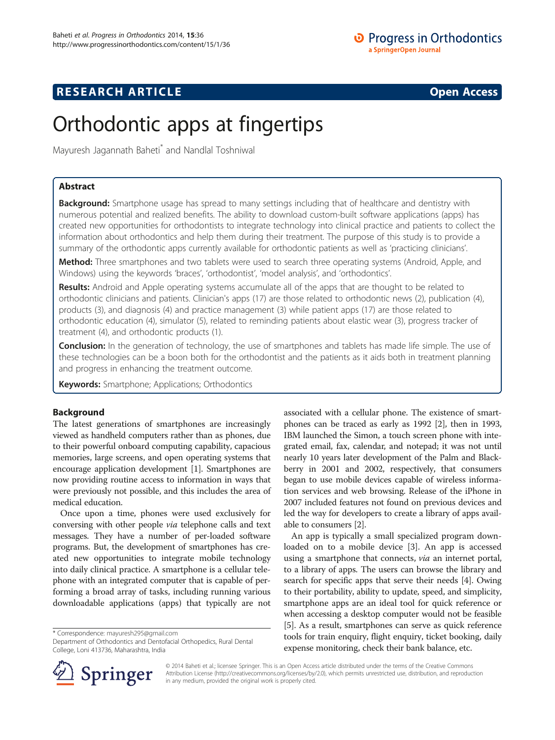RESEARCH ARTICLE Open Access

# Orthodontic apps at fingertips

Mayuresh Jagannath Baheti* and Nandlal Toshniwal

## Abstract

**Background:** Smartphone usage has spread to many settings including that of healthcare and dentistry with numerous potential and realized benefits. The ability to download custom-built software applications (apps) has created new opportunities for orthodontists to integrate technology into clinical practice and patients to collect the information about orthodontics and help them during their treatment. The purpose of this study is to provide a summary of the orthodontic apps currently available for orthodontic patients as well as 'practicing clinicians'.

**Method:** Three smartphones and two tablets were used to search three operating systems (Android, Apple, and Windows) using the keywords 'braces', 'orthodontist', 'model analysis', and 'orthodontics'.

**Results:** Android and Apple operating systems accumulate all of the apps that are thought to be related to orthodontic clinicians and patients. Clinician's apps (17) are those related to orthodontic news (2), publication (4), products (3), and diagnosis (4) and practice management (3) while patient apps (17) are those related to orthodontic education (4), simulator (5), related to reminding patients about elastic wear (3), progress tracker of treatment (4), and orthodontic products (1).

**Conclusion:** In the generation of technology, the use of smartphones and tablets has made life simple. The use of these technologies can be a boon both for the orthodontist and the patients as it aids both in treatment planning and progress in enhancing the treatment outcome.

**Keywords:** Smartphone; Applications; Orthodontics

## Background

The latest generations of smartphones are increasingly viewed as handheld computers rather than as phones, due to their powerful onboard computing capability, capacious memories, large screens, and open operating systems that encourage application development [1]. Smartphones are now providing routine access to information in ways that were previously not possible, and this includes the area of medical education.

Once upon a time, phones were used exclusively for conversing with other people *via* telephone calls and text messages. They have a number of per-loaded software programs. But, the development of smartphones has created new opportunities to integrate mobile technology into daily clinical practice. A smartphone is a cellular telephone with an integrated computer that is capable of performing a broad array of tasks, including running various downloadable applications (apps) that typically are not associated with a cellular phone. The existence of smartphones can be traced as early as 1992 [2], then in 1993, IBM launched the Simon, a touch screen phone with integrated email, fax, calendar, and notepad; it was not until nearly 10 years later development of the Palm and Blackberry in 2001 and 2002, respectively, that consumers began to use mobile devices capable of wireless information services and web browsing. Release of the iPhone in 2007 included features not found on previous devices and led the way for developers to create a library of apps available to consumers [2].

An app is typically a small specialized program downloaded on to a mobile device [3]. An app is accessed using a smartphone that connects, *via* an internet portal, to a library of apps. The users can browse the library and search for specific apps that serve their needs [4]. Owing to their portability, ability to update, speed, and simplicity, smartphone apps are an ideal tool for quick reference or when accessing a desktop computer would not be feasible [5]. As a result, smartphones can serve as quick reference tools for train enquiry, flight enquiry, ticket booking, daily expense monitoring, check their bank balance, etc.

\* Correspondence: mayuresh295@gmail.com
Department of Orthodontics and Dentofacial Orthopedics, Rural Dental College, Loni 413736, Maharashtra, India

© 2014 Baheti et al.; licensee Springer. This is an Open Access article distributed under the terms of the Creative Commons Attribution License (http://creativecommons.org/licenses/by/2.0), which permits unrestricted use, distribution, and reproduction in any medium, provided the original work is properly cited.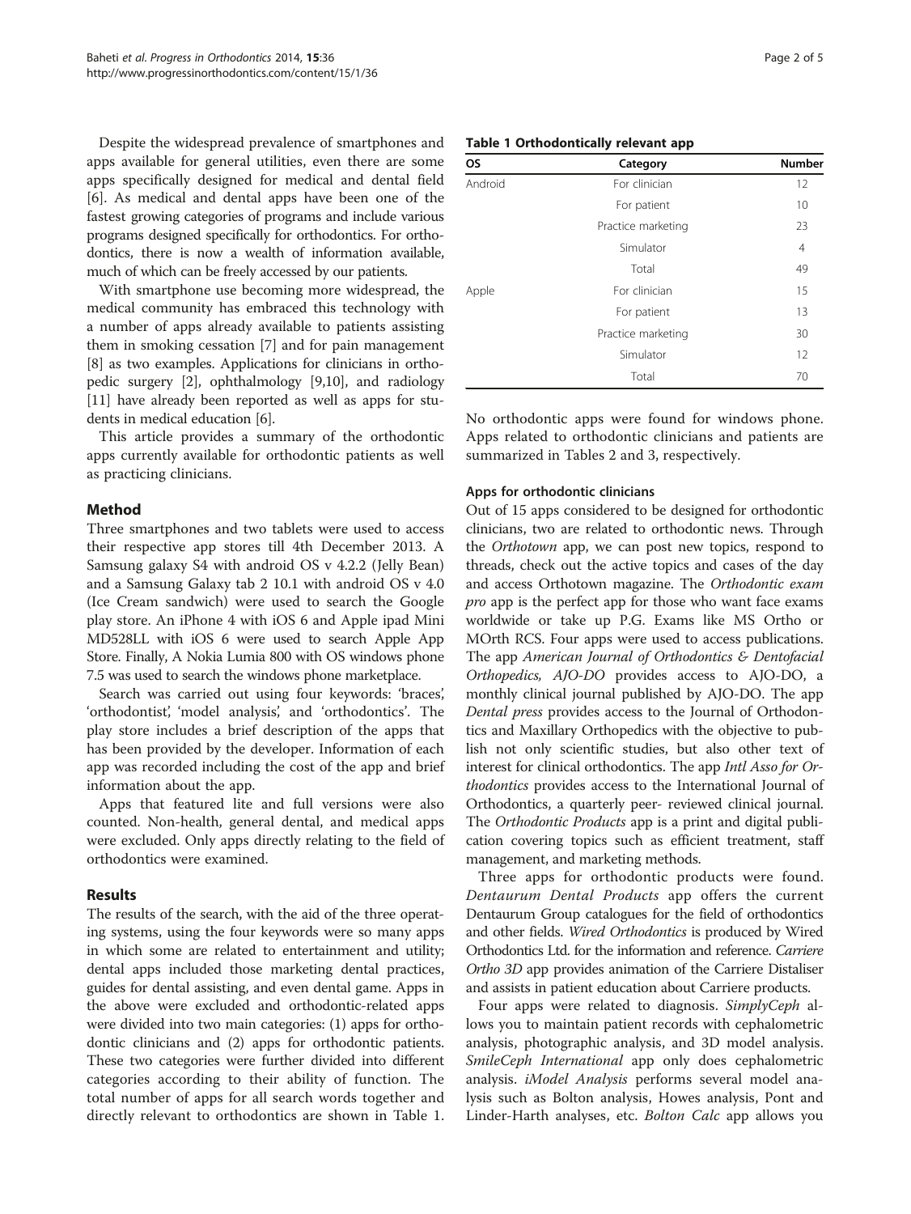Despite the widespread prevalence of smartphones and apps available for general utilities, even there are some apps specifically designed for medical and dental field [6]. As medical and dental apps have been one of the fastest growing categories of programs and include various programs designed specifically for orthodontics. For orthodontics, there is now a wealth of information available, much of which can be freely accessed by our patients.

With smartphone use becoming more widespread, the medical community has embraced this technology with a number of apps already available to patients assisting them in smoking cessation [7] and for pain management [8] as two examples. Applications for clinicians in orthopedic surgery [2], ophthalmology [9,10], and radiology [11] have already been reported as well as apps for students in medical education [6].

This article provides a summary of the orthodontic apps currently available for orthodontic patients as well as practicing clinicians.

## Method

Three smartphones and two tablets were used to access their respective app stores till 4th December 2013. A Samsung galaxy S4 with android OS v 4.2.2 (Jelly Bean) and a Samsung Galaxy tab 2 10.1 with android OS v 4.0 (Ice Cream sandwich) were used to search the Google play store. An iPhone 4 with iOS 6 and Apple ipad Mini MD528LL with iOS 6 were used to search Apple App Store. Finally, A Nokia Lumia 800 with OS windows phone 7.5 was used to search the windows phone marketplace.

Search was carried out using four keywords: 'braces', 'orthodontist', 'model analysis', and 'orthodontics'. The play store includes a brief description of the apps that has been provided by the developer. Information of each app was recorded including the cost of the app and brief information about the app.

Apps that featured lite and full versions were also counted. Non-health, general dental, and medical apps were excluded. Only apps directly relating to the field of orthodontics were examined.

## Results

The results of the search, with the aid of the three operating systems, using the four keywords were so many apps in which some are related to entertainment and utility; dental apps included those marketing dental practices, guides for dental assisting, and even dental game. Apps in the above were excluded and orthodontic-related apps were divided into two main categories: (1) apps for orthodontic clinicians and (2) apps for orthodontic patients. These two categories were further divided into different categories according to their ability of function. The total number of apps for all search words together and directly relevant to orthodontics are shown in Table 1.

**Table 1 Orthodontically relevant app**

| OS | Category | Number |
|---|---|---|
| Android | For clinician | 12 |
| | For patient | 10 |
| | Practice marketing | 23 |
| | Simulator | 4 |
| | Total | 49 |
| Apple | For clinician | 15 |
| | For patient | 13 |
| | Practice marketing | 30 |
| | Simulator | 12 |
| | Total | 70 |

No orthodontic apps were found for windows phone. Apps related to orthodontic clinicians and patients are summarized in Tables 2 and 3, respectively.

### Apps for orthodontic clinicians

Out of 15 apps considered to be designed for orthodontic clinicians, two are related to orthodontic news. Through the *Orthotown* app, we can post new topics, respond to threads, check out the active topics and cases of the day and access Orthotown magazine. The *Orthodontic exam pro* app is the perfect app for those who want face exams worldwide or take up P.G. Exams like MS Ortho or MOrth RCS. Four apps were used to access publications. The app *American Journal of Orthodontics & Dentofacial Orthopedics, AJO-DO* provides access to AJO-DO, a monthly clinical journal published by AJO-DO. The app *Dental press* provides access to the Journal of Orthodontics and Maxillary Orthopedics with the objective to publish not only scientific studies, but also other text of interest for clinical orthodontics. The app *Intl Asso for Orthodontics* provides access to the International Journal of Orthodontics, a quarterly peer- reviewed clinical journal. The *Orthodontic Products* app is a print and digital publication covering topics such as efficient treatment, staff management, and marketing methods.

Three apps for orthodontic products were found. *Dentaurum Dental Products* app offers the current Dentaurum Group catalogues for the field of orthodontics and other fields. *Wired Orthodontics* is produced by Wired Orthodontics Ltd. for the information and reference. *Carriere Ortho 3D* app provides animation of the Carriere Distaliser and assists in patient education about Carriere products.

Four apps were related to diagnosis. *SimplyCeph* allows you to maintain patient records with cephalometric analysis, photographic analysis, and 3D model analysis. *SmileCeph International* app only does cephalometric analysis. *iModel Analysis* performs several model analysis such as Bolton analysis, Howes analysis, Pont and Linder-Harth analyses, etc. *Bolton Calc* app allows you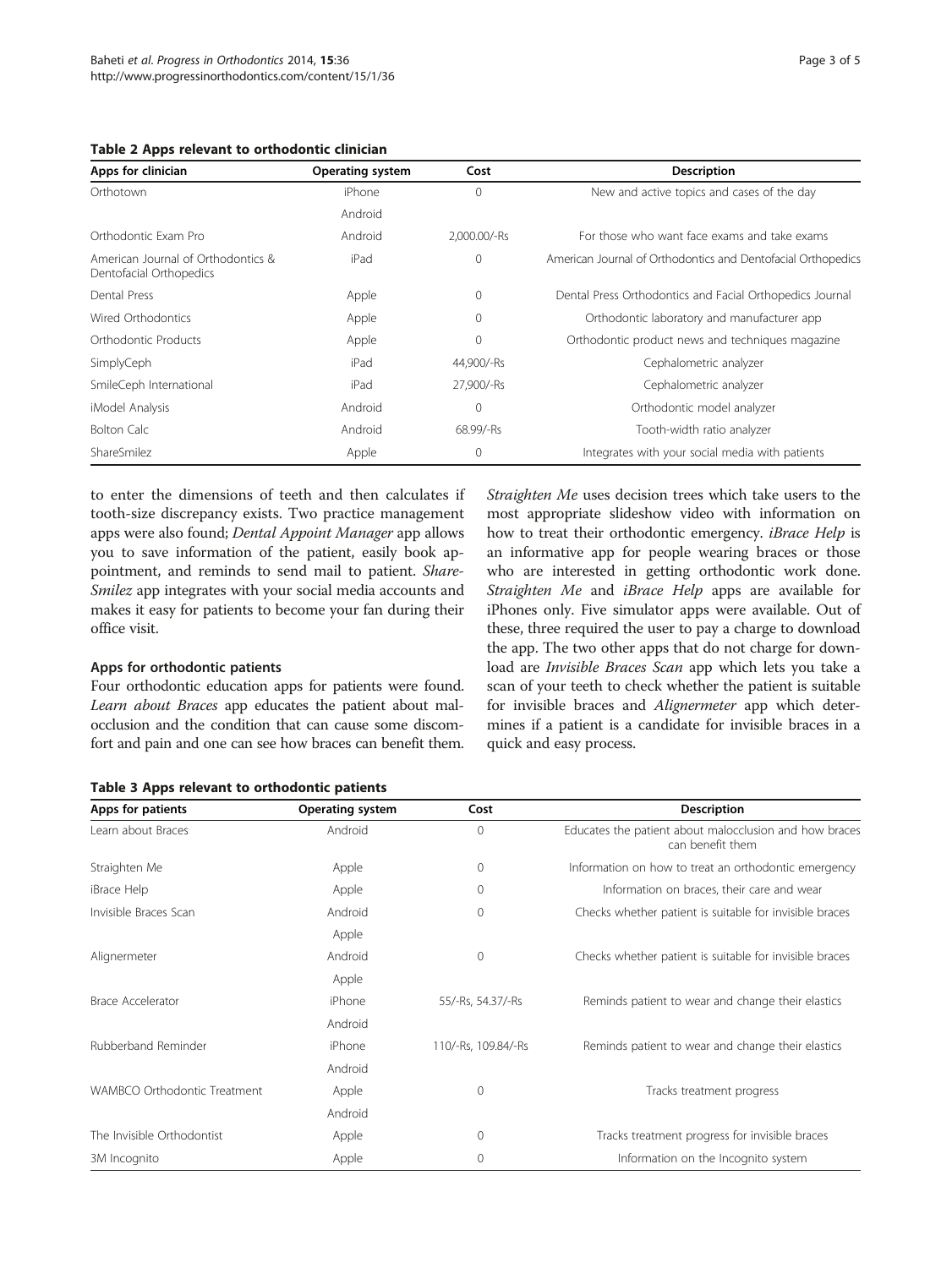**Table 2 Apps relevant to orthodontic clinician**

| Apps for clinician | Operating system | Cost | Description |
|---|---|---|---|
| Orthotown | iPhone | 0 | New and active topics and cases of the day |
| | Android | | |
| Orthodontic Exam Pro | Android | 2,000.00/-Rs | For those who want face exams and take exams |
| American Journal of Orthodontics & Dentofacial Orthopedics | iPad | 0 | American Journal of Orthodontics and Dentofacial Orthopedics |
| Dental Press | Apple | 0 | Dental Press Orthodontics and Facial Orthopedics Journal |
| Wired Orthodontics | Apple | 0 | Orthodontic laboratory and manufacturer app |
| Orthodontic Products | Apple | 0 | Orthodontic product news and techniques magazine |
| SimplyCeph | iPad | 44,900/-Rs | Cephalometric analyzer |
| SmileCeph International | iPad | 27,900/-Rs | Cephalometric analyzer |
| iModel Analysis | Android | 0 | Orthodontic model analyzer |
| Bolton Calc | Android | 68.99/-Rs | Tooth-width ratio analyzer |
| ShareSmilez | Apple | 0 | Integrates with your social media with patients |

to enter the dimensions of teeth and then calculates if tooth-size discrepancy exists. Two practice management apps were also found; *Dental Appoint Manager* app allows you to save information of the patient, easily book appointment, and reminds to send mail to patient. *ShareSmilez* app integrates with your social media accounts and makes it easy for patients to become your fan during their office visit.

### Apps for orthodontic patients

Four orthodontic education apps for patients were found. *Learn about Braces* app educates the patient about malocclusion and the condition that can cause some discomfort and pain and one can see how braces can benefit them. *Straighten Me* uses decision trees which take users to the most appropriate slideshow video with information on how to treat their orthodontic emergency. *iBrace Help* is an informative app for people wearing braces or those who are interested in getting orthodontic work done. *Straighten Me* and *iBrace Help* apps are available for iPhones only. Five simulator apps were available. Out of these, three required the user to pay a charge to download the app. The two other apps that do not charge for download are *Invisible Braces Scan* app which lets you take a scan of your teeth to check whether the patient is suitable for invisible braces and *Alignermeter* app which determines if a patient is a candidate for invisible braces in a quick and easy process.

**Table 3 Apps relevant to orthodontic patients**

| Apps for patients | Operating system | Cost | Description |
|---|---|---|---|
| Learn about Braces | Android | 0 | Educates the patient about malocclusion and how braces can benefit them |
| Straighten Me | Apple | 0 | Information on how to treat an orthodontic emergency |
| iBrace Help | Apple | 0 | Information on braces, their care and wear |
| Invisible Braces Scan | Android | 0 | Checks whether patient is suitable for invisible braces |
| | Apple | | |
| Alignermeter | Android | 0 | Checks whether patient is suitable for invisible braces |
| | Apple | | |
| Brace Accelerator | iPhone | 55/-Rs, 54.37/-Rs | Reminds patient to wear and change their elastics |
| | Android | | |
| Rubberband Reminder | iPhone | 110/-Rs, 109.84/-Rs | Reminds patient to wear and change their elastics |
| | Android | | |
| WAMBCO Orthodontic Treatment | Apple | 0 | Tracks treatment progress |
| | Android | | |
| The Invisible Orthodontist | Apple | 0 | Tracks treatment progress for invisible braces |
| 3M Incognito | Apple | 0 | Information on the Incognito system |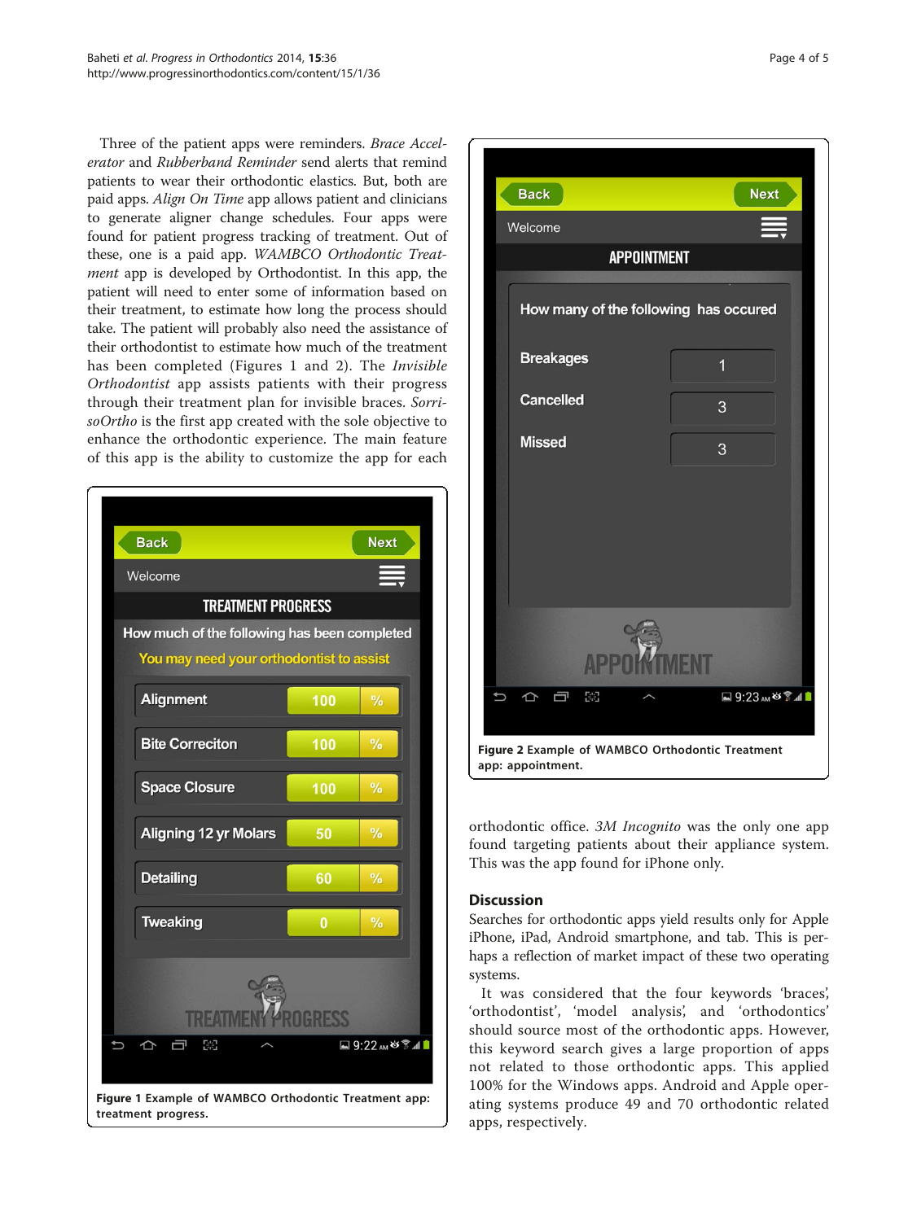Three of the patient apps were reminders. *Brace Accelerator* and *Rubberband Reminder* send alerts that remind patients to wear their orthodontic elastics. But, both are paid apps. *Align On Time* app allows patient and clinicians to generate aligner change schedules. Four apps were found for patient progress tracking of treatment. Out of these, one is a paid app. *WAMBCO Orthodontic Treatment* app is developed by Orthodontist. In this app, the patient will need to enter some of information based on their treatment, to estimate how long the process should take. The patient will probably also need the assistance of their orthodontist to estimate how much of the treatment has been completed (Figures 1 and 2). The *Invisible Orthodontist* app assists patients with their progress through their treatment plan for invisible braces. *SorrisoOrtho* is the first app created with the sole objective to enhance the orthodontic experience. The main feature of this app is the ability to customize the app for each orthodontic office. *3M Incognito* was the only one app found targeting patients about their appliance system. This was the app found for iPhone only.

**Figure 1** Example of WAMBCO Orthodontic Treatment app: treatment progress.

**Figure 2** Example of WAMBCO Orthodontic Treatment app: appointment.

## Discussion

Searches for orthodontic apps yield results only for Apple iPhone, iPad, Android smartphone, and tab. This is perhaps a reflection of market impact of these two operating systems.

It was considered that the four keywords 'braces', 'orthodontist', 'model analysis', and 'orthodontics' should source most of the orthodontic apps. However, this keyword search gives a large proportion of apps not related to those orthodontic apps. This applied 100% for the Windows apps. Android and Apple operating systems produce 49 and 70 orthodontic related apps, respectively.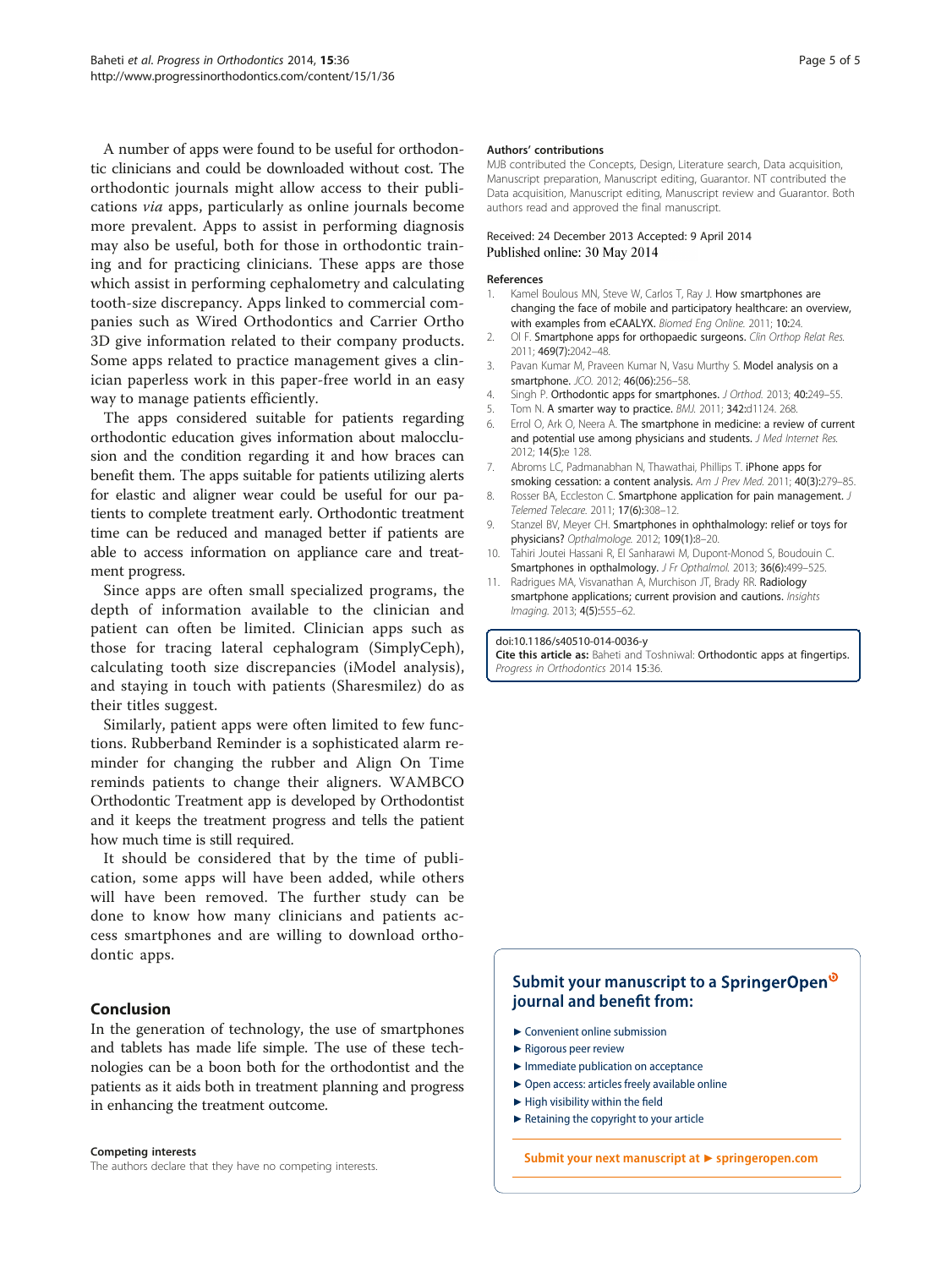A number of apps were found to be useful for orthodontic clinicians and could be downloaded without cost. The orthodontic journals might allow access to their publications *via* apps, particularly as online journals become more prevalent. Apps to assist in performing diagnosis may also be useful, both for those in orthodontic training and for practicing clinicians. These apps are those which assist in performing cephalometry and calculating tooth-size discrepancy. Apps linked to commercial companies such as Wired Orthodontics and Carrier Ortho 3D give information related to their company products. Some apps related to practice management gives a clinician paperless work in this paper-free world in an easy way to manage patients efficiently.

The apps considered suitable for patients regarding orthodontic education gives information about malocclusion and the condition regarding it and how braces can benefit them. The apps suitable for patients utilizing alerts for elastic and aligner wear could be useful for our patients to complete treatment early. Orthodontic treatment time can be reduced and managed better if patients are able to access information on appliance care and treatment progress.

Since apps are often small specialized programs, the depth of information available to the clinician and patient can often be limited. Clinician apps such as those for tracing lateral cephalogram (SimplyCeph), calculating tooth size discrepancies (iModel analysis), and staying in touch with patients (Sharesmilez) do as their titles suggest.

Similarly, patient apps were often limited to few functions. Rubberband Reminder is a sophisticated alarm reminder for changing the rubber and Align On Time reminds patients to change their aligners. WAMBCO Orthodontic Treatment app is developed by Orthodontist and it keeps the treatment progress and tells the patient how much time is still required.

It should be considered that by the time of publication, some apps will have been added, while others will have been removed. The further study can be done to know how many clinicians and patients access smartphones and are willing to download orthodontic apps.

## Conclusion

In the generation of technology, the use of smartphones and tablets has made life simple. The use of these technologies can be a boon both for the orthodontist and the patients as it aids both in treatment planning and progress in enhancing the treatment outcome.

#### Competing interests

The authors declare that they have no competing interests.

#### Authors' contributions

MJB contributed the Concepts, Design, Literature search, Data acquisition, Manuscript preparation, Manuscript editing, Guarantor. NT contributed the Data acquisition, Manuscript editing, Manuscript review and Guarantor. Both authors read and approved the final manuscript.

Received: 24 December 2013 Accepted: 9 April 2014
Published online: 30 May 2014

#### References

1. Kamel Boulous MN, Steve W, Carlos T, Ray J. **How smartphones are changing the face of mobile and participatory healthcare: an overview, with examples from eCAALYX.** *Biomed Eng Online.* 2011; **10**:24.
2. Ol F. **Smartphone apps for orthopaedic surgeons.** *Clin Orthop Relat Res.* 2011; **469(7)**:2042–48.
3. Pavan Kumar M, Praveen Kumar N, Vasu Murthy S. **Model analysis on a smartphone.** *JCO.* 2012; **46(06)**:256–58.
4. Singh P. **Orthodontic apps for smartphones.** *J Orthod.* 2013; **40**:249–55.
5. Tom N. **A smarter way to practice.** *BMJ.* 2011; **342**:d1124. 268.
6. Errol O, Ark O, Neera A. **The smartphone in medicine: a review of current and potential use among physicians and students.** *J Med Internet Res.* 2012; **14(5)**:e 128.
7. Abroms LC, Padmanabhan N, Thawathai, Phillips T. **iPhone apps for smoking cessation: a content analysis.** *Am J Prev Med.* 2011; **40(3)**:279–85.
8. Rosser BA, Eccleston C. **Smartphone application for pain management.** *J Telemed Telecare.* 2011; **17(6)**:308–12.
9. Stanzel BV, Meyer CH. **Smartphones in ophthalmology: relief or toys for physicians?** *Opthalmologe.* 2012; **109(1)**:8–20.
10. Tahiri Joutei Hassani R, El Sanharawi M, Dupont-Monod S, Boudouin C. **Smartphones in opthalmology.** *J Fr Opthalmol.* 2013; **36(6)**:499–525.
11. Radrigues MA, Visvanathan A, Murchison JT, Brady RR. **Radiology smartphone applications; current provision and cautions.** *Insights Imaging.* 2013; **4(5)**:555–62.

doi:10.1186/s40510-014-0036-y
**Cite this article as:** Baheti and Toshniwal: **Orthodontic apps at fingertips.** *Progress in Orthodontics* 2014 **15**:36.

**Submit your manuscript to a SpringerOpen journal and benefit from:**

- ► Convenient online submission
- ► Rigorous peer review
- ► Immediate publication on acceptance
- ► Open access: articles freely available online
- ► High visibility within the field
- ► Retaining the copyright to your article

**Submit your next manuscript at ► springeropen.com**